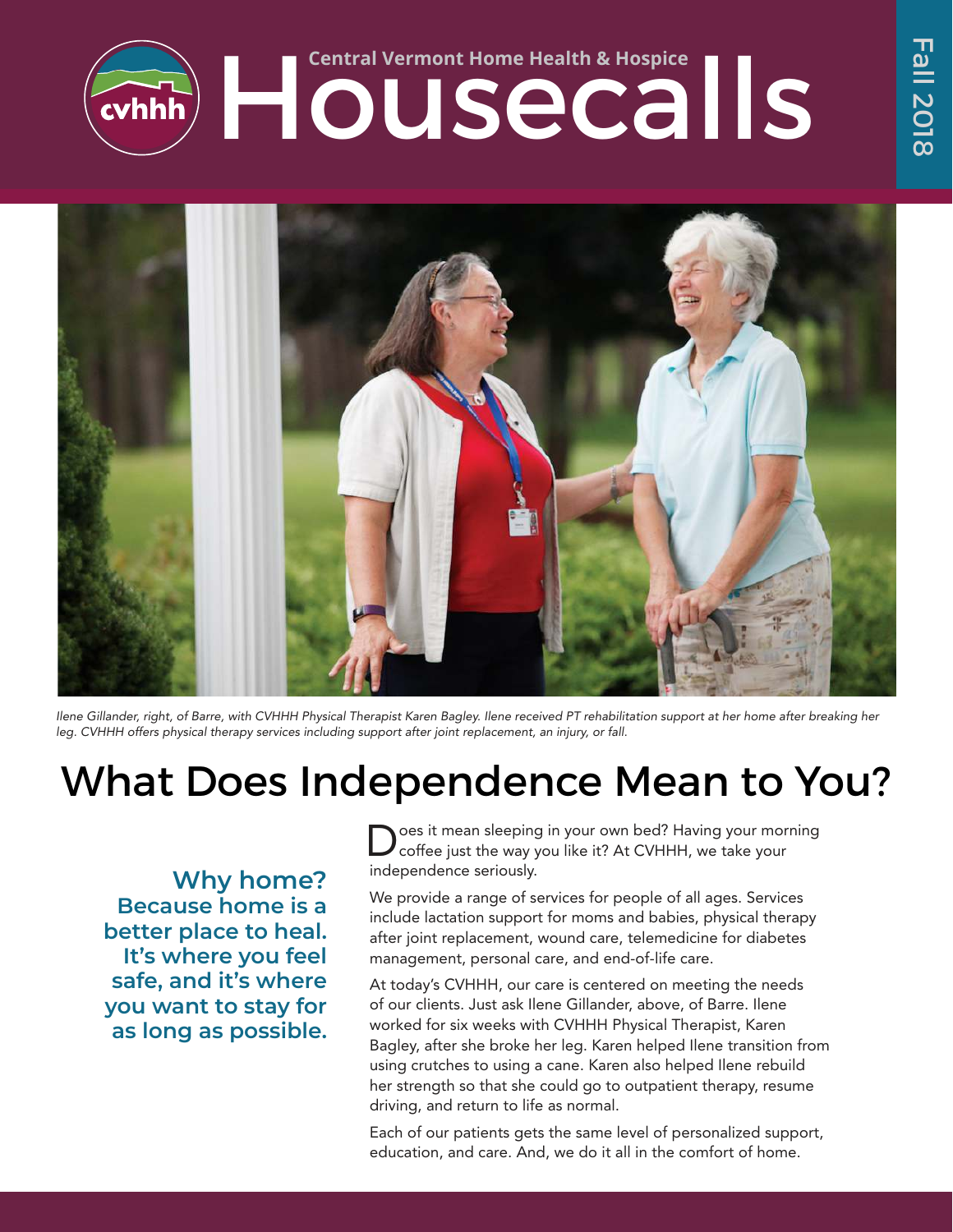# Central Vermont Home Health & Hospice Housecalls

Fall 2018

*Ilene Gillander, right, of Barre, with CVHHH Physical Therapist Karen Bagley. Ilene received PT rehabilitation support at her home after breaking her leg. CVHHH offers physical therapy services including support after joint replacement, an injury, or fall.*

## What Does Independence Mean to You?

**Why home? Because home is a better place to heal. It's where you feel safe, and it's where you want to stay for as long as possible.**

Does it mean sleeping in your own bed? Having your morning coffee just the way you like it? At CVHHH, we take your independence seriously.

We provide a range of services for people of all ages. Services include lactation support for moms and babies, physical therapy after joint replacement, wound care, telemedicine for diabetes management, personal care, and end-of-life care.

At today's CVHHH, our care is centered on meeting the needs of our clients. Just ask Ilene Gillander, above, of Barre. Ilene worked for six weeks with CVHHH Physical Therapist, Karen Bagley, after she broke her leg. Karen helped Ilene transition from using crutches to using a cane. Karen also helped Ilene rebuild her strength so that she could go to outpatient therapy, resume driving, and return to life as normal.

Each of our patients gets the same level of personalized support, education, and care. And, we do it all in the comfort of home.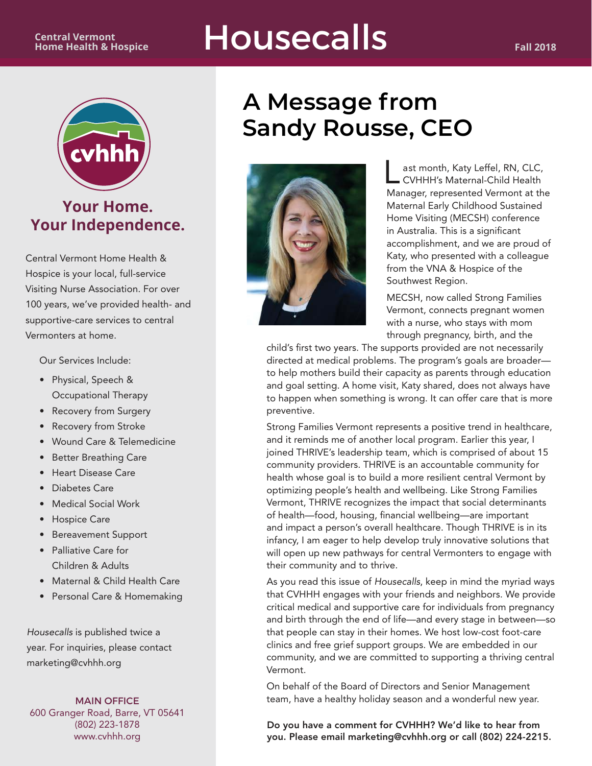Central Vermont Home Health & Hospice

# Housecalls

Fall 2018

## Your Home. Your Independence.

Central Vermont Home Health & Hospice is your local, full-service Visiting Nurse Association. For over 100 years, we've provided health- and supportive-care services to central Vermonters at home.

Our Services Include:

- Physical, Speech & Occupational Therapy
- Recovery from Surgery
- Recovery from Stroke
- Wound Care & Telemedicine
- Better Breathing Care
- Heart Disease Care
- Diabetes Care
- Medical Social Work
- Hospice Care
- Bereavement Support
- Palliative Care for Children & Adults
- Maternal & Child Health Care
- Personal Care & Homemaking

*Housecalls* is published twice a year. For inquiries, please contact marketing@cvhhh.org

**MAIN OFFICE**
600 Granger Road, Barre, VT 05641
(802) 223-1878
www.cvhhh.org

# A Message from Sandy Rousse, CEO

Last month, Katy Leffel, RN, CLC, CVHHH's Maternal-Child Health Manager, represented Vermont at the Maternal Early Childhood Sustained Home Visiting (MECSH) conference in Australia. This is a significant accomplishment, and we are proud of Katy, who presented with a colleague from the VNA & Hospice of the Southwest Region.

MECSH, now called Strong Families Vermont, connects pregnant women with a nurse, who stays with mom through pregnancy, birth, and the child's first two years. The supports provided are not necessarily directed at medical problems. The program's goals are broader—to help mothers build their capacity as parents through education and goal setting. A home visit, Katy shared, does not always have to happen when something is wrong. It can offer care that is more preventive.

Strong Families Vermont represents a positive trend in healthcare, and it reminds me of another local program. Earlier this year, I joined THRIVE's leadership team, which is comprised of about 15 community providers. THRIVE is an accountable community for health whose goal is to build a more resilient central Vermont by optimizing people's health and wellbeing. Like Strong Families Vermont, THRIVE recognizes the impact that social determinants of health—food, housing, financial wellbeing—are important and impact a person's overall healthcare. Though THRIVE is in its infancy, I am eager to help develop truly innovative solutions that will open up new pathways for central Vermonters to engage with their community and to thrive.

As you read this issue of *Housecalls*, keep in mind the myriad ways that CVHHH engages with your friends and neighbors. We provide critical medical and supportive care for individuals from pregnancy and birth through the end of life—and every stage in between—so that people can stay in their homes. We host low-cost foot-care clinics and free grief support groups. We are embedded in our community, and we are committed to supporting a thriving central Vermont.

On behalf of the Board of Directors and Senior Management team, have a healthy holiday season and a wonderful new year.

**Do you have a comment for CVHHH? We'd like to hear from you. Please email marketing@cvhhh.org or call (802) 224-2215.**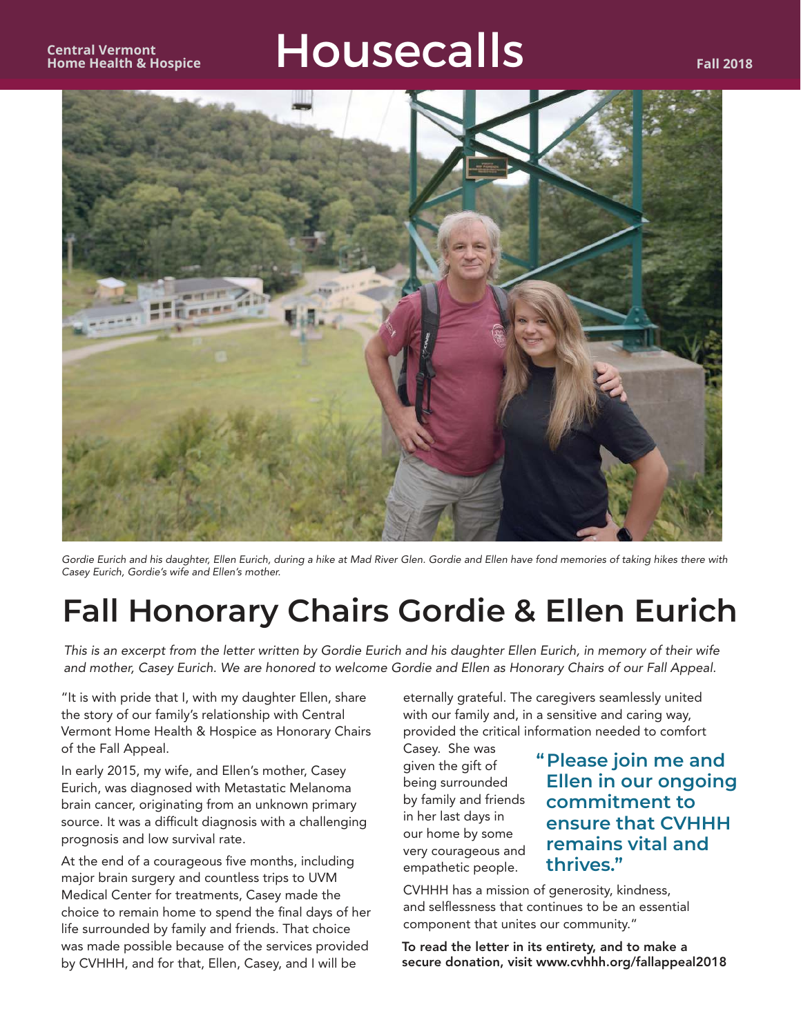Central Vermont Home Health & Hospice

# Housecalls

Fall 2018

*Gordie Eurich and his daughter, Ellen Eurich, during a hike at Mad River Glen. Gordie and Ellen have fond memories of taking hikes there with Casey Eurich, Gordie's wife and Ellen's mother.*

## Fall Honorary Chairs Gordie & Ellen Eurich

*This is an excerpt from the letter written by Gordie Eurich and his daughter Ellen Eurich, in memory of their wife and mother, Casey Eurich. We are honored to welcome Gordie and Ellen as Honorary Chairs of our Fall Appeal.*

"It is with pride that I, with my daughter Ellen, share the story of our family's relationship with Central Vermont Home Health & Hospice as Honorary Chairs of the Fall Appeal.

In early 2015, my wife, and Ellen's mother, Casey Eurich, was diagnosed with Metastatic Melanoma brain cancer, originating from an unknown primary source. It was a difficult diagnosis with a challenging prognosis and low survival rate.

At the end of a courageous five months, including major brain surgery and countless trips to UVM Medical Center for treatments, Casey made the choice to remain home to spend the final days of her life surrounded by family and friends. That choice was made possible because of the services provided by CVHHH, and for that, Ellen, Casey, and I will be eternally grateful. The caregivers seamlessly united with our family and, in a sensitive and caring way, provided the critical information needed to comfort Casey. She was given the gift of being surrounded by family and friends in her last days in our home by some very courageous and empathetic people.

**"Please join me and Ellen in our ongoing commitment to ensure that CVHHH remains vital and thrives."**

CVHHH has a mission of generosity, kindness, and selflessness that continues to be an essential component that unites our community."

**To read the letter in its entirety, and to make a secure donation, visit www.cvhhh.org/fallappeal2018**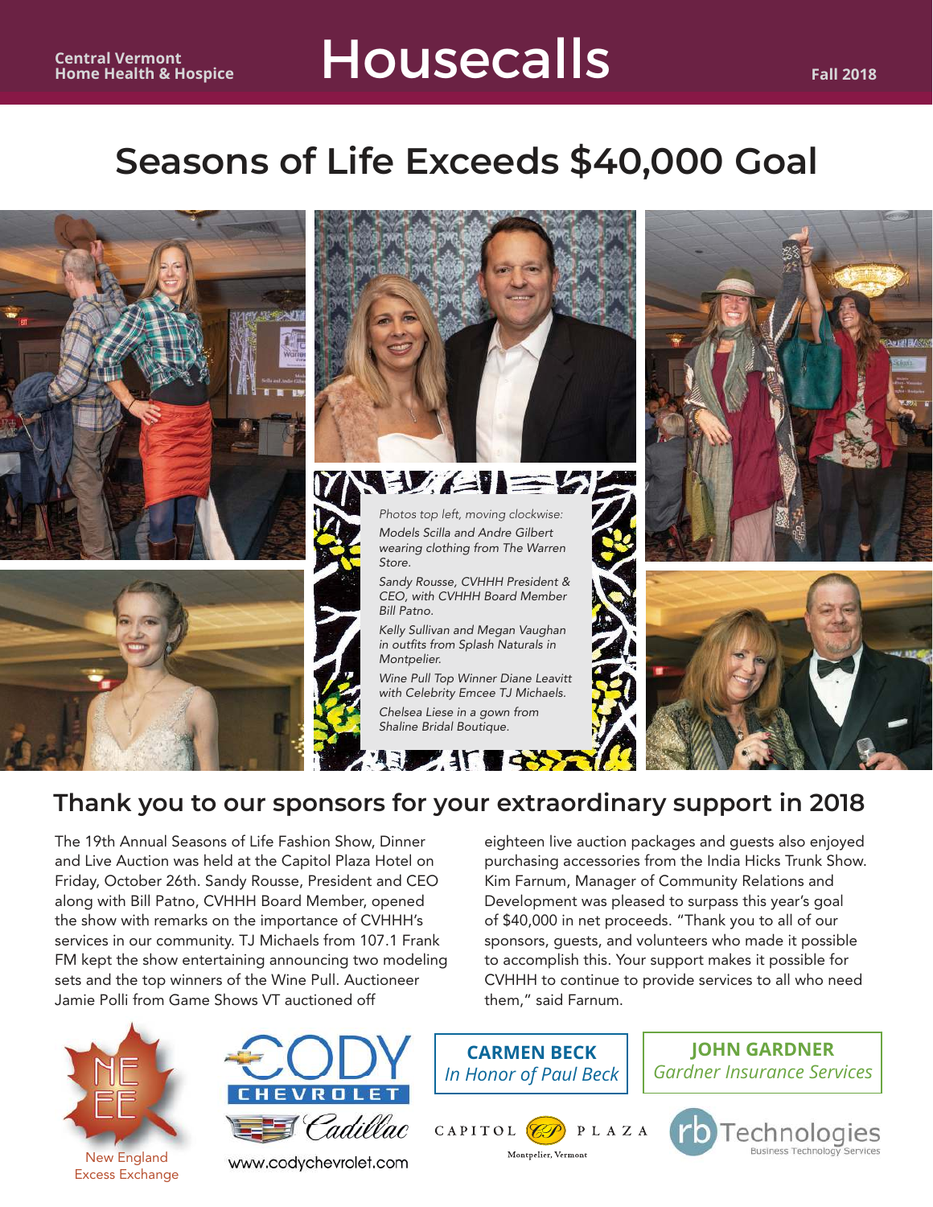# Seasons of Life Exceeds $40,000 Goal

*Photos top left, moving clockwise:*

*Models Scilla and Andre Gilbert wearing clothing from The Warren Store.*

*Sandy Rousse, CVHHH President & CEO, with CVHHH Board Member Bill Patno.*

*Kelly Sullivan and Megan Vaughan in outfits from Splash Naturals in Montpelier.*

*Wine Pull Top Winner Diane Leavitt with Celebrity Emcee TJ Michaels.*

*Chelsea Liese in a gown from Shaline Bridal Boutique.*

## Thank you to our sponsors for your extraordinary support in 2018

The 19th Annual Seasons of Life Fashion Show, Dinner and Live Auction was held at the Capitol Plaza Hotel on Friday, October 26th. Sandy Rousse, President and CEO along with Bill Patno, CVHHH Board Member, opened the show with remarks on the importance of CVHHH's services in our community. TJ Michaels from 107.1 Frank FM kept the show entertaining announcing two modeling sets and the top winners of the Wine Pull. Auctioneer Jamie Polli from Game Shows VT auctioned off eighteen live auction packages and guests also enjoyed purchasing accessories from the India Hicks Trunk Show. Kim Farnum, Manager of Community Relations and Development was pleased to surpass this year's goal of $40,000 in net proceeds. "Thank you to all of our sponsors, guests, and volunteers who made it possible to accomplish this. Your support makes it possible for CVHHH to continue to provide services to all who need them," said Farnum.

New England Excess Exchange

CODY Chevrolet Cadillac – www.codychevrolet.com

**CARMEN BECK**
*In Honor of Paul Beck*

**JOHN GARDNER**
*Gardner Insurance Services*

Capitol Plaza – Montpelier, Vermont

rb Technologies – Business Technology Services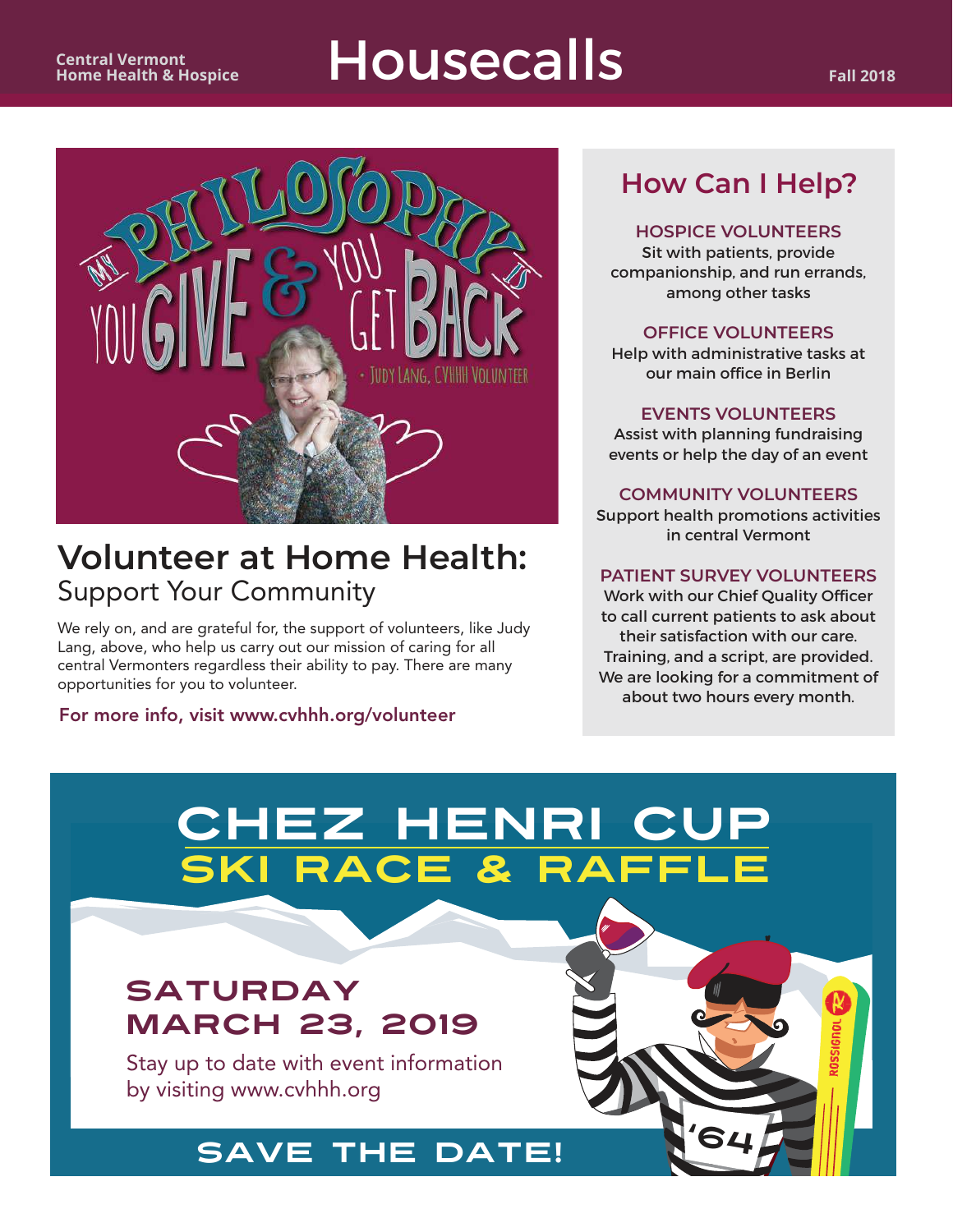Central Vermont Home Health & Hospice

# Housecalls

Fall 2018

MY PHILOSOPHY IS YOU GIVE & YOU GET BACK
- JUDY LANG, CVHHH VOLUNTEER

## Volunteer at Home Health:

### Support Your Community

We rely on, and are grateful for, the support of volunteers, like Judy Lang, above, who help us carry out our mission of caring for all central Vermonters regardless their ability to pay. There are many opportunities for you to volunteer.

For more info, visit www.cvhhh.org/volunteer

## How Can I Help?

**HOSPICE VOLUNTEERS**
Sit with patients, provide companionship, and run errands, among other tasks

**OFFICE VOLUNTEERS**
Help with administrative tasks at our main office in Berlin

**EVENTS VOLUNTEERS**
Assist with planning fundraising events or help the day of an event

**COMMUNITY VOLUNTEERS**
Support health promotions activities in central Vermont

**PATIENT SURVEY VOLUNTEERS**
Work with our Chief Quality Officer to call current patients to ask about their satisfaction with our care. Training, and a script, are provided. We are looking for a commitment of about two hours every month.

## CHEZ HENRI CUP
## SKI RACE & RAFFLE

**SATURDAY**
**MARCH 23, 2019**

Stay up to date with event information by visiting www.cvhhh.org

**SAVE THE DATE!**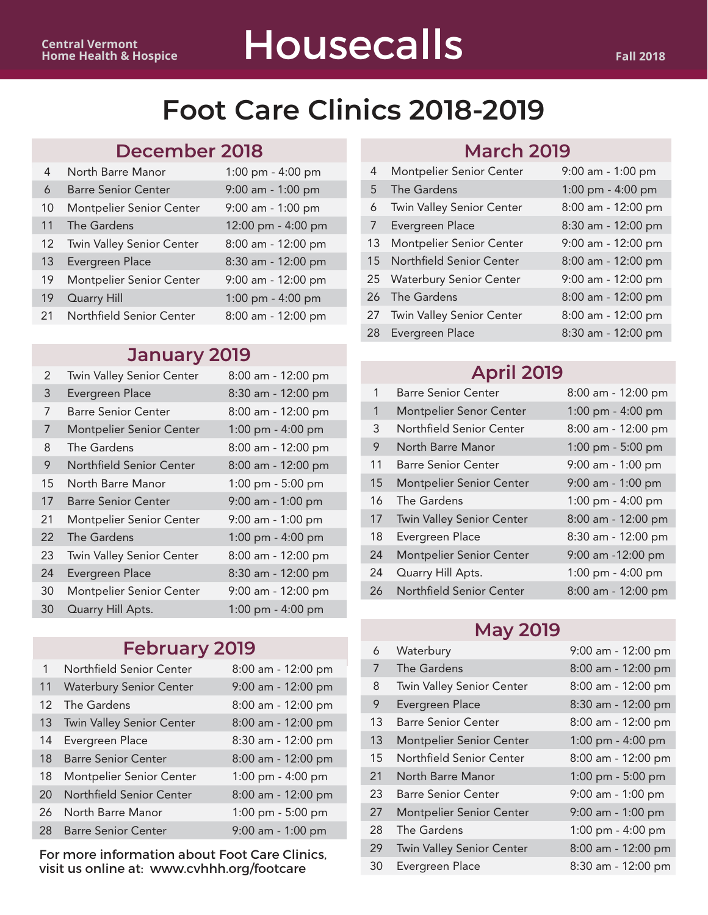# Foot Care Clinics 2018-2019

## December 2018

| | | |
|---|---|---|
| 4 | North Barre Manor | 1:00 pm - 4:00 pm |
| 6 | Barre Senior Center | 9:00 am - 1:00 pm |
| 10 | Montpelier Senior Center | 9:00 am - 1:00 pm |
| 11 | The Gardens | 12:00 pm - 4:00 pm |
| 12 | Twin Valley Senior Center | 8:00 am - 12:00 pm |
| 13 | Evergreen Place | 8:30 am - 12:00 pm |
| 19 | Montpelier Senior Center | 9:00 am - 12:00 pm |
| 19 | Quarry Hill | 1:00 pm - 4:00 pm |
| 21 | Northfield Senior Center | 8:00 am - 12:00 pm |

## January 2019

| | | |
|---|---|---|
| 2 | Twin Valley Senior Center | 8:00 am - 12:00 pm |
| 3 | Evergreen Place | 8:30 am - 12:00 pm |
| 7 | Barre Senior Center | 8:00 am - 12:00 pm |
| 7 | Montpelier Senior Center | 1:00 pm - 4:00 pm |
| 8 | The Gardens | 8:00 am - 12:00 pm |
| 9 | Northfield Senior Center | 8:00 am - 12:00 pm |
| 15 | North Barre Manor | 1:00 pm - 5:00 pm |
| 17 | Barre Senior Center | 9:00 am - 1:00 pm |
| 21 | Montpelier Senior Center | 9:00 am - 1:00 pm |
| 22 | The Gardens | 1:00 pm - 4:00 pm |
| 23 | Twin Valley Senior Center | 8:00 am - 12:00 pm |
| 24 | Evergreen Place | 8:30 am - 12:00 pm |
| 30 | Montpelier Senior Center | 9:00 am - 12:00 pm |
| 30 | Quarry Hill Apts. | 1:00 pm - 4:00 pm |

## February 2019

| | | |
|---|---|---|
| 1 | Northfield Senior Center | 8:00 am - 12:00 pm |
| 11 | Waterbury Senior Center | 9:00 am - 12:00 pm |
| 12 | The Gardens | 8:00 am - 12:00 pm |
| 13 | Twin Valley Senior Center | 8:00 am - 12:00 pm |
| 14 | Evergreen Place | 8:30 am - 12:00 pm |
| 18 | Barre Senior Center | 8:00 am - 12:00 pm |
| 18 | Montpelier Senior Center | 1:00 pm - 4:00 pm |
| 20 | Northfield Senior Center | 8:00 am - 12:00 pm |
| 26 | North Barre Manor | 1:00 pm - 5:00 pm |
| 28 | Barre Senior Center | 9:00 am - 1:00 pm |

For more information about Foot Care Clinics, visit us online at: www.cvhhh.org/footcare

## March 2019

| | | |
|---|---|---|
| 4 | Montpelier Senior Center | 9:00 am - 1:00 pm |
| 5 | The Gardens | 1:00 pm - 4:00 pm |
| 6 | Twin Valley Senior Center | 8:00 am - 12:00 pm |
| 7 | Evergreen Place | 8:30 am - 12:00 pm |
| 13 | Montpelier Senior Center | 9:00 am - 12:00 pm |
| 15 | Northfield Senior Center | 8:00 am - 12:00 pm |
| 25 | Waterbury Senior Center | 9:00 am - 12:00 pm |
| 26 | The Gardens | 8:00 am - 12:00 pm |
| 27 | Twin Valley Senior Center | 8:00 am - 12:00 pm |
| 28 | Evergreen Place | 8:30 am - 12:00 pm |

## April 2019

| | | |
|---|---|---|
| 1 | Barre Senior Center | 8:00 am - 12:00 pm |
| 1 | Montpelier Senor Center | 1:00 pm - 4:00 pm |
| 3 | Northfield Senior Center | 8:00 am - 12:00 pm |
| 9 | North Barre Manor | 1:00 pm - 5:00 pm |
| 11 | Barre Senior Center | 9:00 am - 1:00 pm |
| 15 | Montpelier Senior Center | 9:00 am - 1:00 pm |
| 16 | The Gardens | 1:00 pm - 4:00 pm |
| 17 | Twin Valley Senior Center | 8:00 am - 12:00 pm |
| 18 | Evergreen Place | 8:30 am - 12:00 pm |
| 24 | Montpelier Senior Center | 9:00 am -12:00 pm |
| 24 | Quarry Hill Apts. | 1:00 pm - 4:00 pm |
| 26 | Northfield Senior Center | 8:00 am - 12:00 pm |

## May 2019

| | | |
|---|---|---|
| 6 | Waterbury | 9:00 am - 12:00 pm |
| 7 | The Gardens | 8:00 am - 12:00 pm |
| 8 | Twin Valley Senior Center | 8:00 am - 12:00 pm |
| 9 | Evergreen Place | 8:30 am - 12:00 pm |
| 13 | Barre Senior Center | 8:00 am - 12:00 pm |
| 13 | Montpelier Senior Center | 1:00 pm - 4:00 pm |
| 15 | Northfield Senior Center | 8:00 am - 12:00 pm |
| 21 | North Barre Manor | 1:00 pm - 5:00 pm |
| 23 | Barre Senior Center | 9:00 am - 1:00 pm |
| 27 | Montpelier Senior Center | 9:00 am - 1:00 pm |
| 28 | The Gardens | 1:00 pm - 4:00 pm |
| 29 | Twin Valley Senior Center | 8:00 am - 12:00 pm |
| 30 | Evergreen Place | 8:30 am - 12:00 pm |